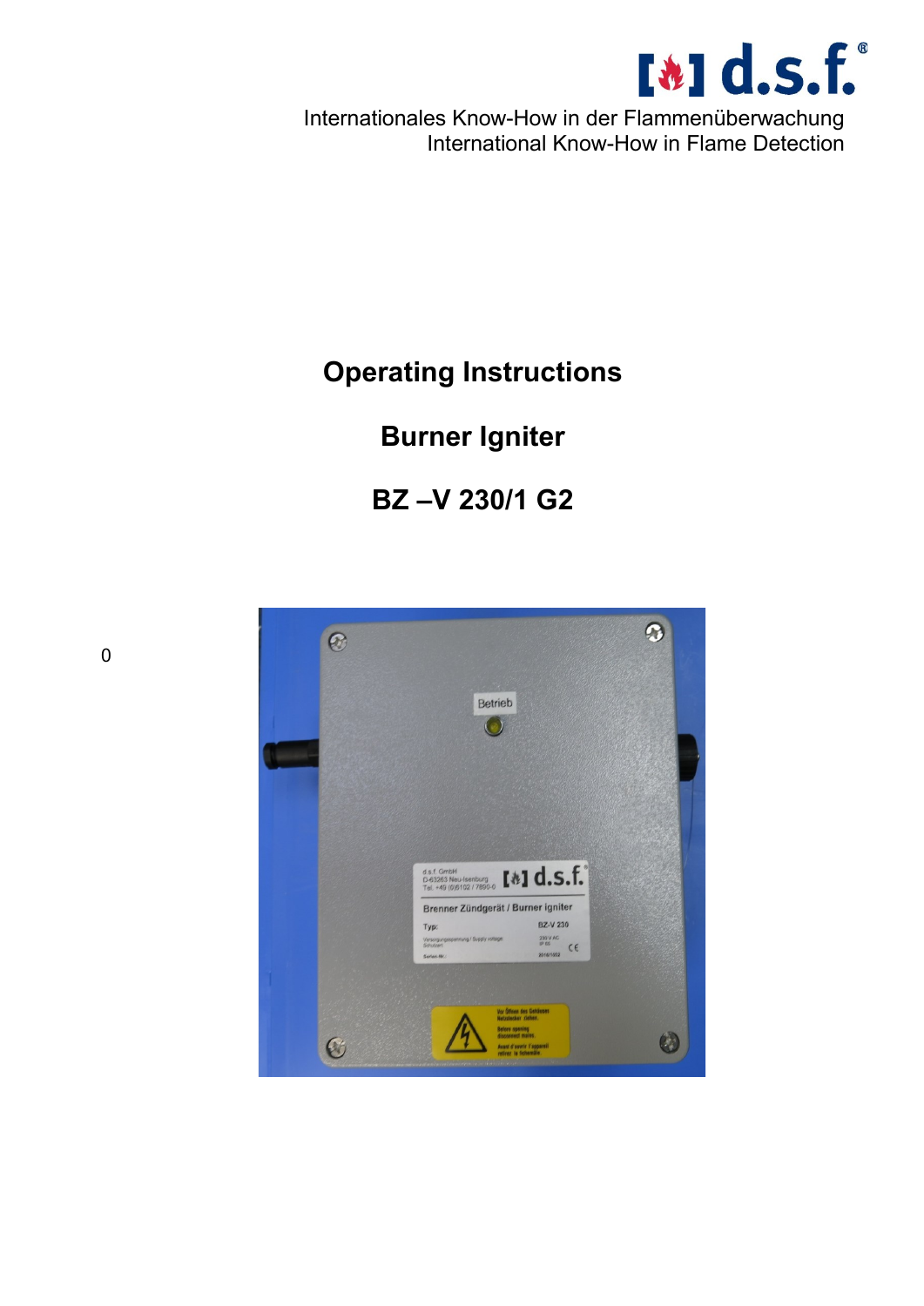d.s.f.®

Internationales Know-How in der Flammenüberwachung
International Know-How in Flame Detection

# Operating Instructions

# Burner Igniter

# BZ –V 230/1 G2

0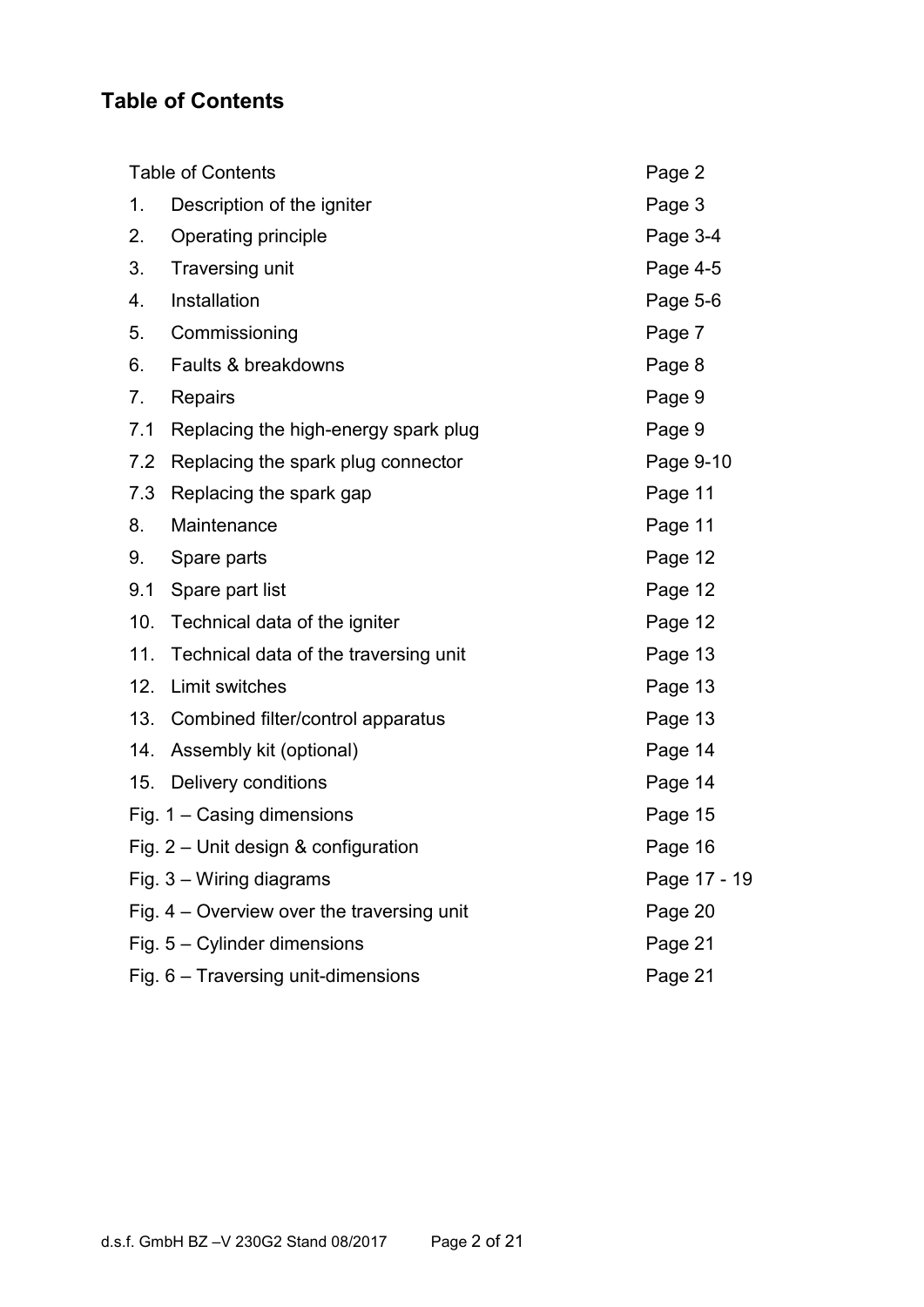## Table of Contents

| | | |
|---|---|---|
| Table of Contents | | Page 2 |
| 1. | Description of the igniter | Page 3 |
| 2. | Operating principle | Page 3-4 |
| 3. | Traversing unit | Page 4-5 |
| 4. | Installation | Page 5-6 |
| 5. | Commissioning | Page 7 |
| 6. | Faults & breakdowns | Page 8 |
| 7. | Repairs | Page 9 |
| 7.1 | Replacing the high-energy spark plug | Page 9 |
| 7.2 | Replacing the spark plug connector | Page 9-10 |
| 7.3 | Replacing the spark gap | Page 11 |
| 8. | Maintenance | Page 11 |
| 9. | Spare parts | Page 12 |
| 9.1 | Spare part list | Page 12 |
| 10. | Technical data of the igniter | Page 12 |
| 11. | Technical data of the traversing unit | Page 13 |
| 12. | Limit switches | Page 13 |
| 13. | Combined filter/control apparatus | Page 13 |
| 14. | Assembly kit (optional) | Page 14 |
| 15. | Delivery conditions | Page 14 |
| Fig. 1 – Casing dimensions | | Page 15 |
| Fig. 2 – Unit design & configuration | | Page 16 |
| Fig. 3 – Wiring diagrams | | Page 17 - 19 |
| Fig. 4 – Overview over the traversing unit | | Page 20 |
| Fig. 5 – Cylinder dimensions | | Page 21 |
| Fig. 6 – Traversing unit-dimensions | | Page 21 |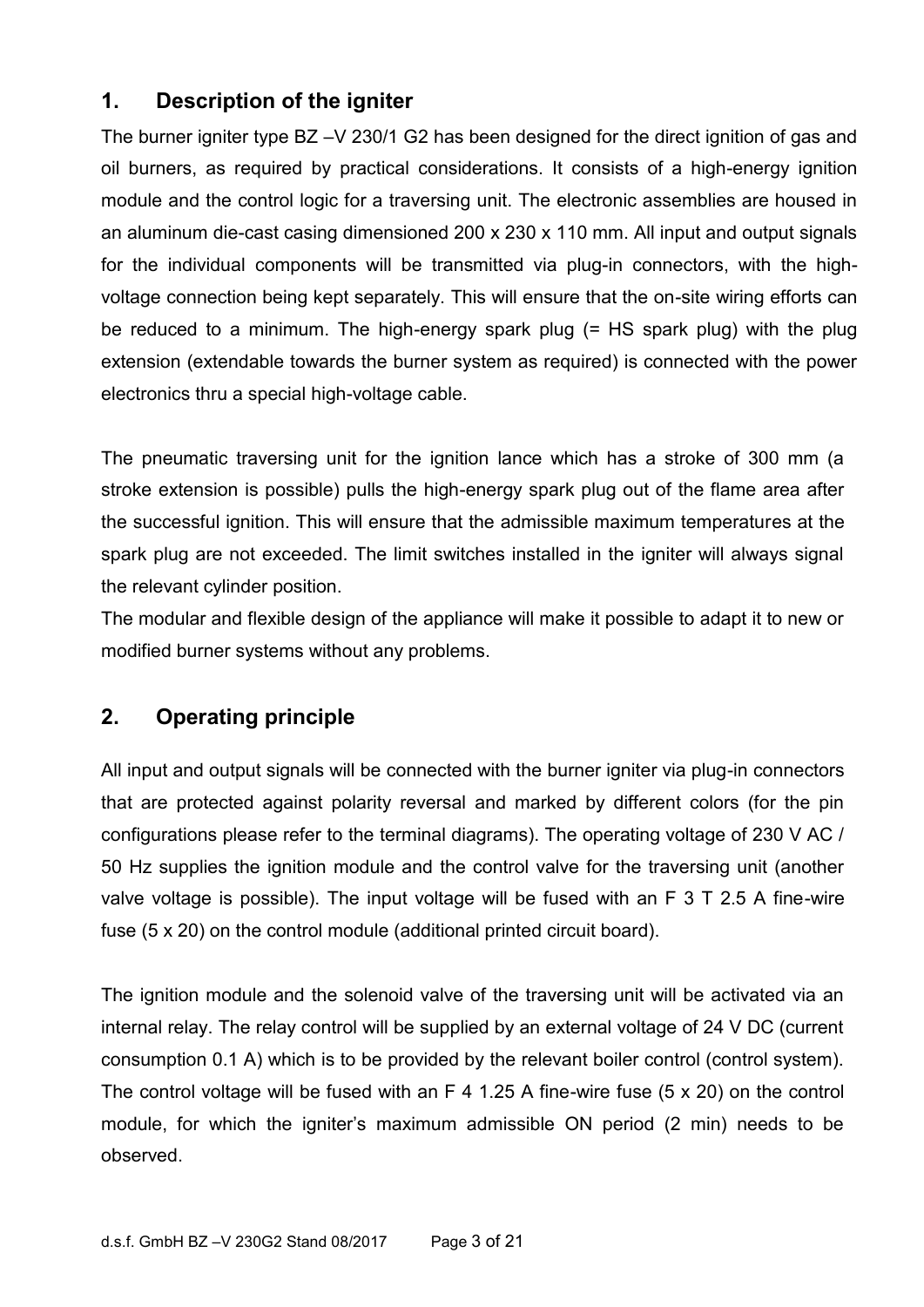## 1. Description of the igniter

The burner igniter type BZ –V 230/1 G2 has been designed for the direct ignition of gas and oil burners, as required by practical considerations. It consists of a high-energy ignition module and the control logic for a traversing unit. The electronic assemblies are housed in an aluminum die-cast casing dimensioned 200 x 230 x 110 mm. All input and output signals for the individual components will be transmitted via plug-in connectors, with the high-voltage connection being kept separately. This will ensure that the on-site wiring efforts can be reduced to a minimum. The high-energy spark plug (= HS spark plug) with the plug extension (extendable towards the burner system as required) is connected with the power electronics thru a special high-voltage cable.

The pneumatic traversing unit for the ignition lance which has a stroke of 300 mm (a stroke extension is possible) pulls the high-energy spark plug out of the flame area after the successful ignition. This will ensure that the admissible maximum temperatures at the spark plug are not exceeded. The limit switches installed in the igniter will always signal the relevant cylinder position.

The modular and flexible design of the appliance will make it possible to adapt it to new or modified burner systems without any problems.

## 2. Operating principle

All input and output signals will be connected with the burner igniter via plug-in connectors that are protected against polarity reversal and marked by different colors (for the pin configurations please refer to the terminal diagrams). The operating voltage of 230 V AC / 50 Hz supplies the ignition module and the control valve for the traversing unit (another valve voltage is possible). The input voltage will be fused with an F 3 T 2.5 A fine-wire fuse (5 x 20) on the control module (additional printed circuit board).

The ignition module and the solenoid valve of the traversing unit will be activated via an internal relay. The relay control will be supplied by an external voltage of 24 V DC (current consumption 0.1 A) which is to be provided by the relevant boiler control (control system). The control voltage will be fused with an F 4 1.25 A fine-wire fuse (5 x 20) on the control module, for which the igniter's maximum admissible ON period (2 min) needs to be observed.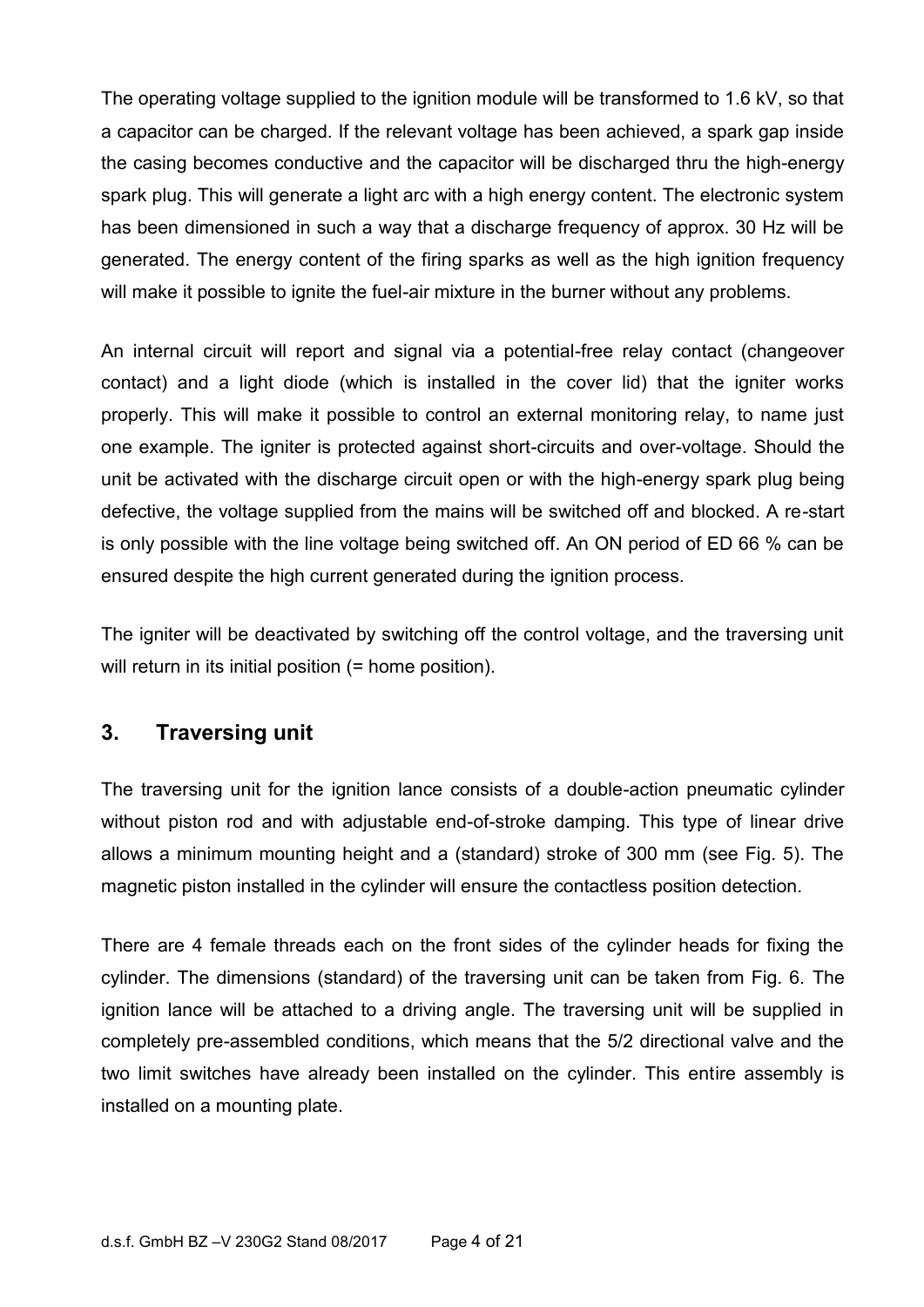The operating voltage supplied to the ignition module will be transformed to 1.6 kV, so that a capacitor can be charged. If the relevant voltage has been achieved, a spark gap inside the casing becomes conductive and the capacitor will be discharged thru the high-energy spark plug. This will generate a light arc with a high energy content. The electronic system has been dimensioned in such a way that a discharge frequency of approx. 30 Hz will be generated. The energy content of the firing sparks as well as the high ignition frequency will make it possible to ignite the fuel-air mixture in the burner without any problems.

An internal circuit will report and signal via a potential-free relay contact (changeover contact) and a light diode (which is installed in the cover lid) that the igniter works properly. This will make it possible to control an external monitoring relay, to name just one example. The igniter is protected against short-circuits and over-voltage. Should the unit be activated with the discharge circuit open or with the high-energy spark plug being defective, the voltage supplied from the mains will be switched off and blocked. A re-start is only possible with the line voltage being switched off. An ON period of ED 66 % can be ensured despite the high current generated during the ignition process.

The igniter will be deactivated by switching off the control voltage, and the traversing unit will return in its initial position (= home position).

## 3. Traversing unit

The traversing unit for the ignition lance consists of a double-action pneumatic cylinder without piston rod and with adjustable end-of-stroke damping. This type of linear drive allows a minimum mounting height and a (standard) stroke of 300 mm (see Fig. 5). The magnetic piston installed in the cylinder will ensure the contactless position detection.

There are 4 female threads each on the front sides of the cylinder heads for fixing the cylinder. The dimensions (standard) of the traversing unit can be taken from Fig. 6. The ignition lance will be attached to a driving angle. The traversing unit will be supplied in completely pre-assembled conditions, which means that the 5/2 directional valve and the two limit switches have already been installed on the cylinder. This entire assembly is installed on a mounting plate.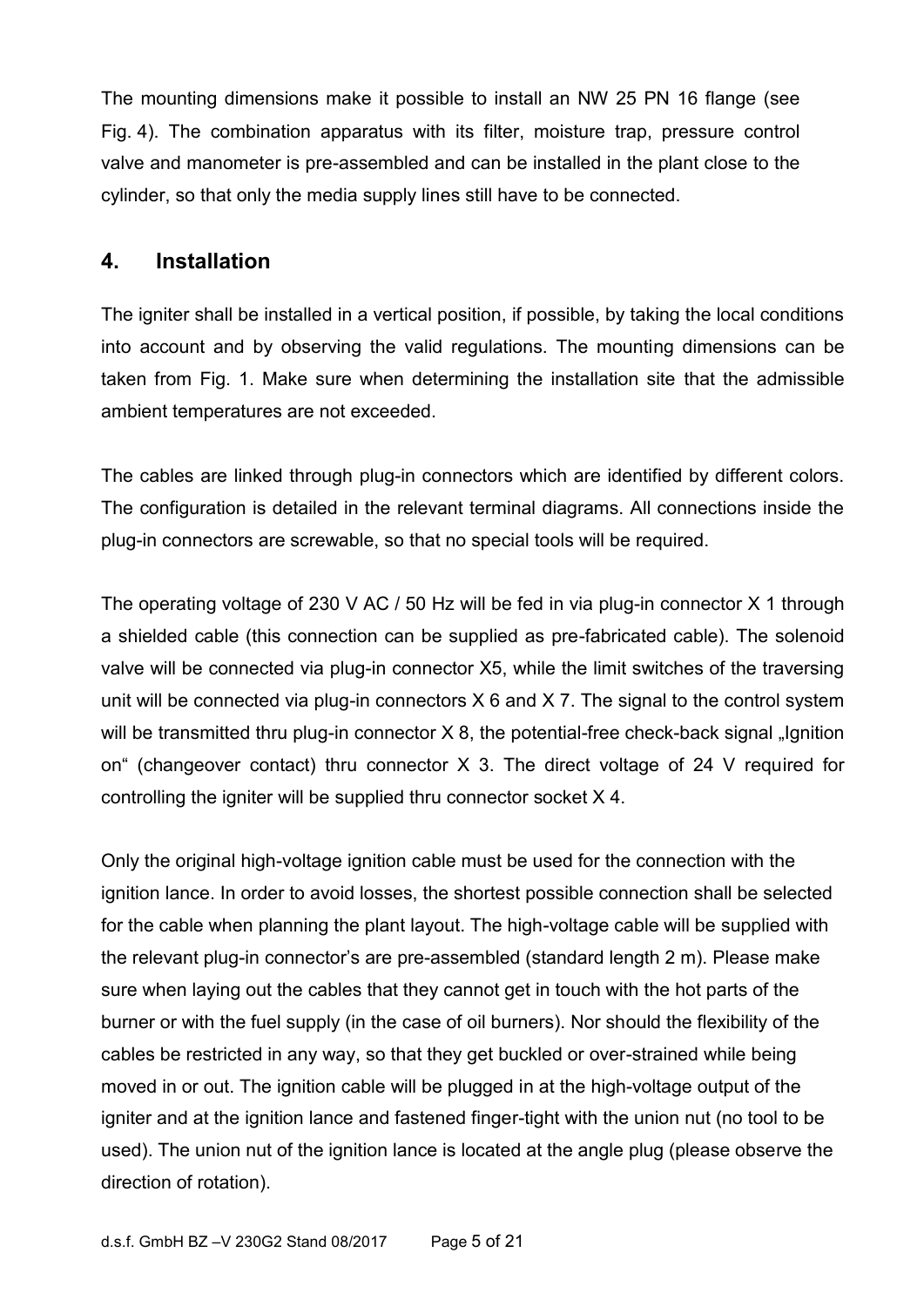The mounting dimensions make it possible to install an NW 25 PN 16 flange (see Fig. 4). The combination apparatus with its filter, moisture trap, pressure control valve and manometer is pre-assembled and can be installed in the plant close to the cylinder, so that only the media supply lines still have to be connected.

## 4. Installation

The igniter shall be installed in a vertical position, if possible, by taking the local conditions into account and by observing the valid regulations. The mounting dimensions can be taken from Fig. 1. Make sure when determining the installation site that the admissible ambient temperatures are not exceeded.

The cables are linked through plug-in connectors which are identified by different colors. The configuration is detailed in the relevant terminal diagrams. All connections inside the plug-in connectors are screwable, so that no special tools will be required.

The operating voltage of 230 V AC / 50 Hz will be fed in via plug-in connector X 1 through a shielded cable (this connection can be supplied as pre-fabricated cable). The solenoid valve will be connected via plug-in connector X5, while the limit switches of the traversing unit will be connected via plug-in connectors X 6 and X 7. The signal to the control system will be transmitted thru plug-in connector X 8, the potential-free check-back signal „Ignition on" (changeover contact) thru connector X 3. The direct voltage of 24 V required for controlling the igniter will be supplied thru connector socket X 4.

Only the original high-voltage ignition cable must be used for the connection with the ignition lance. In order to avoid losses, the shortest possible connection shall be selected for the cable when planning the plant layout. The high-voltage cable will be supplied with the relevant plug-in connector's are pre-assembled (standard length 2 m). Please make sure when laying out the cables that they cannot get in touch with the hot parts of the burner or with the fuel supply (in the case of oil burners). Nor should the flexibility of the cables be restricted in any way, so that they get buckled or over-strained while being moved in or out. The ignition cable will be plugged in at the high-voltage output of the igniter and at the ignition lance and fastened finger-tight with the union nut (no tool to be used). The union nut of the ignition lance is located at the angle plug (please observe the direction of rotation).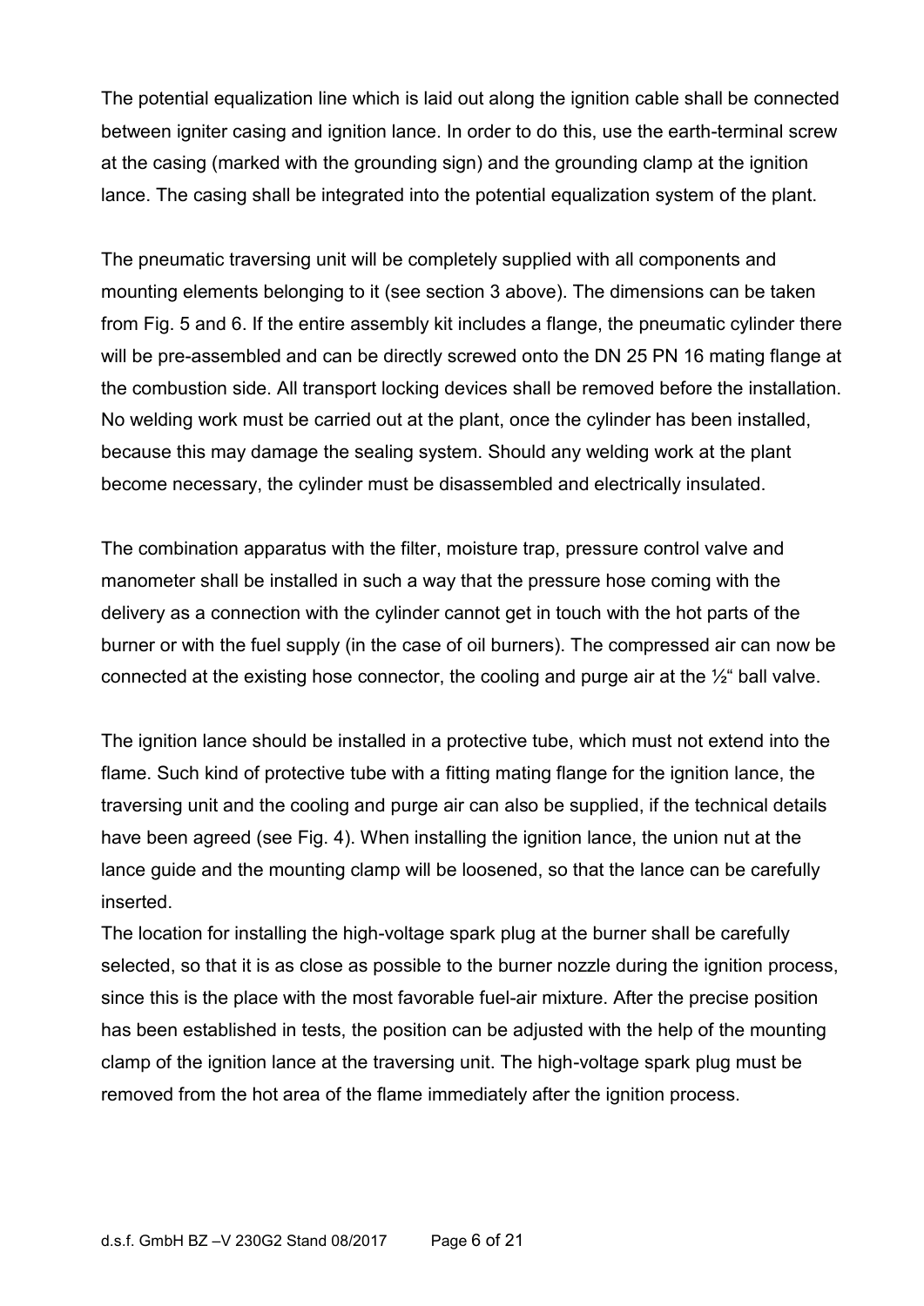The potential equalization line which is laid out along the ignition cable shall be connected between igniter casing and ignition lance. In order to do this, use the earth-terminal screw at the casing (marked with the grounding sign) and the grounding clamp at the ignition lance. The casing shall be integrated into the potential equalization system of the plant.

The pneumatic traversing unit will be completely supplied with all components and mounting elements belonging to it (see section 3 above). The dimensions can be taken from Fig. 5 and 6. If the entire assembly kit includes a flange, the pneumatic cylinder there will be pre-assembled and can be directly screwed onto the DN 25 PN 16 mating flange at the combustion side. All transport locking devices shall be removed before the installation. No welding work must be carried out at the plant, once the cylinder has been installed, because this may damage the sealing system. Should any welding work at the plant become necessary, the cylinder must be disassembled and electrically insulated.

The combination apparatus with the filter, moisture trap, pressure control valve and manometer shall be installed in such a way that the pressure hose coming with the delivery as a connection with the cylinder cannot get in touch with the hot parts of the burner or with the fuel supply (in the case of oil burners). The compressed air can now be connected at the existing hose connector, the cooling and purge air at the ½" ball valve.

The ignition lance should be installed in a protective tube, which must not extend into the flame. Such kind of protective tube with a fitting mating flange for the ignition lance, the traversing unit and the cooling and purge air can also be supplied, if the technical details have been agreed (see Fig. 4). When installing the ignition lance, the union nut at the lance guide and the mounting clamp will be loosened, so that the lance can be carefully inserted.

The location for installing the high-voltage spark plug at the burner shall be carefully selected, so that it is as close as possible to the burner nozzle during the ignition process, since this is the place with the most favorable fuel-air mixture. After the precise position has been established in tests, the position can be adjusted with the help of the mounting clamp of the ignition lance at the traversing unit. The high-voltage spark plug must be removed from the hot area of the flame immediately after the ignition process.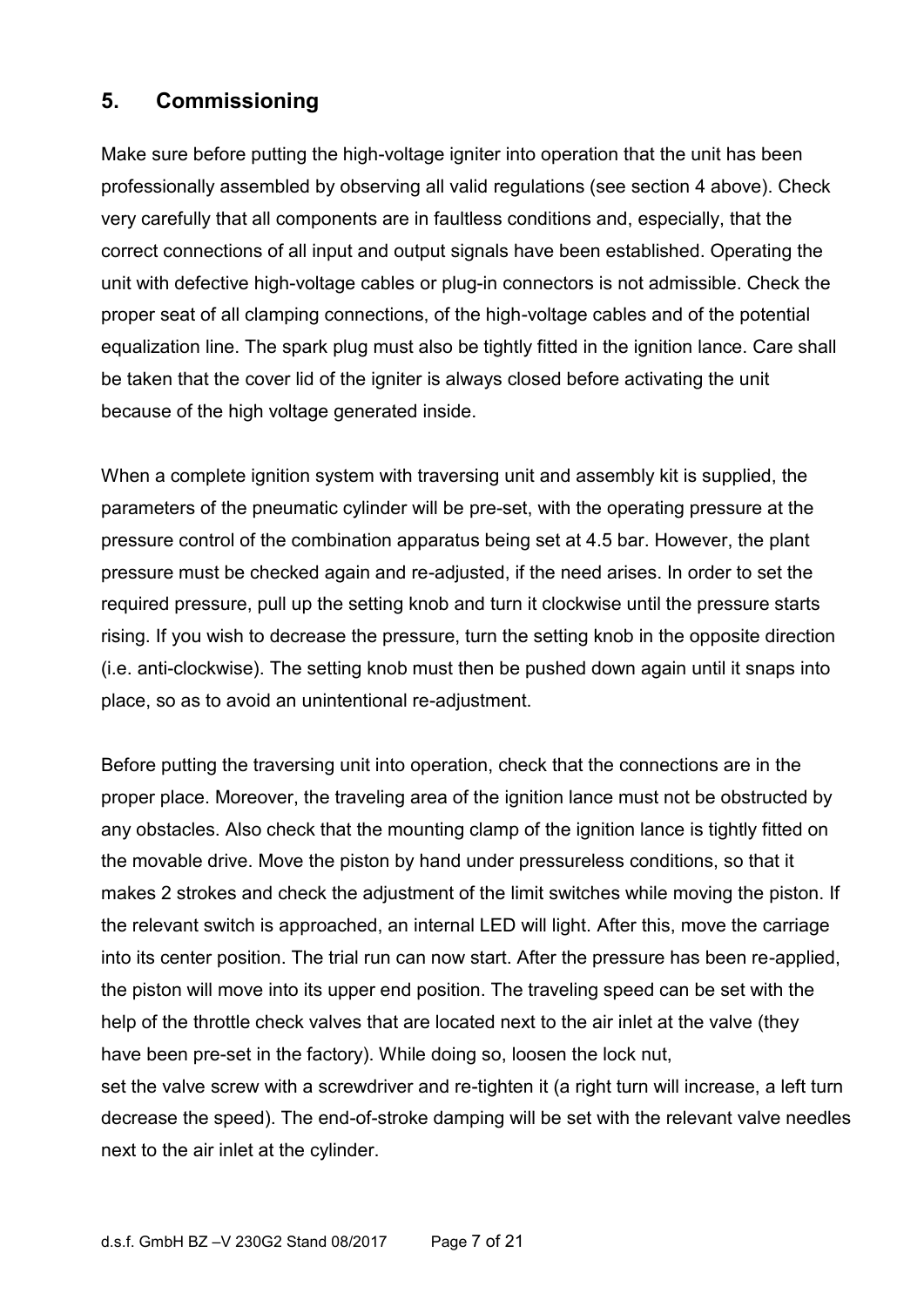## 5. Commissioning

Make sure before putting the high-voltage igniter into operation that the unit has been professionally assembled by observing all valid regulations (see section 4 above). Check very carefully that all components are in faultless conditions and, especially, that the correct connections of all input and output signals have been established. Operating the unit with defective high-voltage cables or plug-in connectors is not admissible. Check the proper seat of all clamping connections, of the high-voltage cables and of the potential equalization line. The spark plug must also be tightly fitted in the ignition lance. Care shall be taken that the cover lid of the igniter is always closed before activating the unit because of the high voltage generated inside.

When a complete ignition system with traversing unit and assembly kit is supplied, the parameters of the pneumatic cylinder will be pre-set, with the operating pressure at the pressure control of the combination apparatus being set at 4.5 bar. However, the plant pressure must be checked again and re-adjusted, if the need arises. In order to set the required pressure, pull up the setting knob and turn it clockwise until the pressure starts rising. If you wish to decrease the pressure, turn the setting knob in the opposite direction (i.e. anti-clockwise). The setting knob must then be pushed down again until it snaps into place, so as to avoid an unintentional re-adjustment.

Before putting the traversing unit into operation, check that the connections are in the proper place. Moreover, the traveling area of the ignition lance must not be obstructed by any obstacles. Also check that the mounting clamp of the ignition lance is tightly fitted on the movable drive. Move the piston by hand under pressureless conditions, so that it makes 2 strokes and check the adjustment of the limit switches while moving the piston. If the relevant switch is approached, an internal LED will light. After this, move the carriage into its center position. The trial run can now start. After the pressure has been re-applied, the piston will move into its upper end position. The traveling speed can be set with the help of the throttle check valves that are located next to the air inlet at the valve (they have been pre-set in the factory). While doing so, loosen the lock nut,
set the valve screw with a screwdriver and re-tighten it (a right turn will increase, a left turn decrease the speed). The end-of-stroke damping will be set with the relevant valve needles next to the air inlet at the cylinder.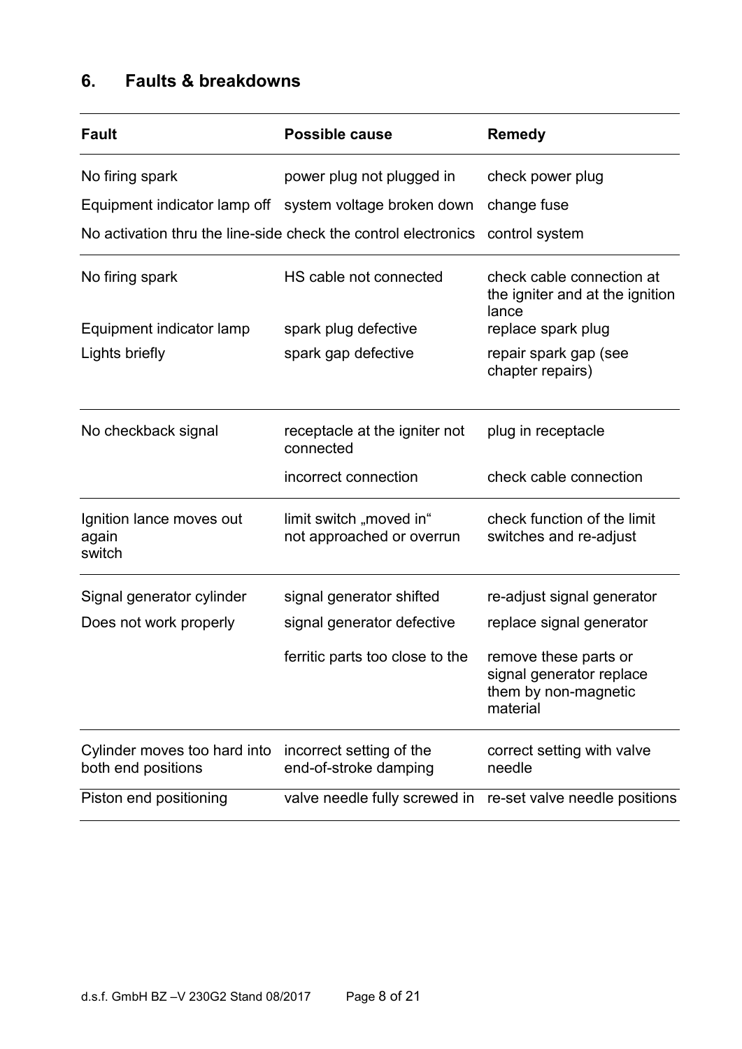## 6. Faults & breakdowns

| Fault | Possible cause | Remedy |
|---|---|---|
| No firing spark | power plug not plugged in | check power plug |
| Equipment indicator lamp off | system voltage broken down | change fuse |
| No activation thru the line-side | check the control electronics | control system |
| No firing spark | HS cable not connected | check cable connection at the igniter and at the ignition lance |
| Equipment indicator lamp | spark plug defective | replace spark plug |
| Lights briefly | spark gap defective | repair spark gap (see chapter repairs) |
| No checkback signal | receptacle at the igniter not connected | plug in receptacle |
| | incorrect connection | check cable connection |
| Ignition lance moves out again switch | limit switch „moved in" not approached or overrun | check function of the limit switches and re-adjust |
| Signal generator cylinder | signal generator shifted | re-adjust signal generator |
| Does not work properly | signal generator defective | replace signal generator |
| | ferritic parts too close to the | remove these parts or signal generator replace them by non-magnetic material |
| Cylinder moves too hard into both end positions | incorrect setting of the end-of-stroke damping | correct setting with valve needle |
| Piston end positioning | valve needle fully screwed in | re-set valve needle positions |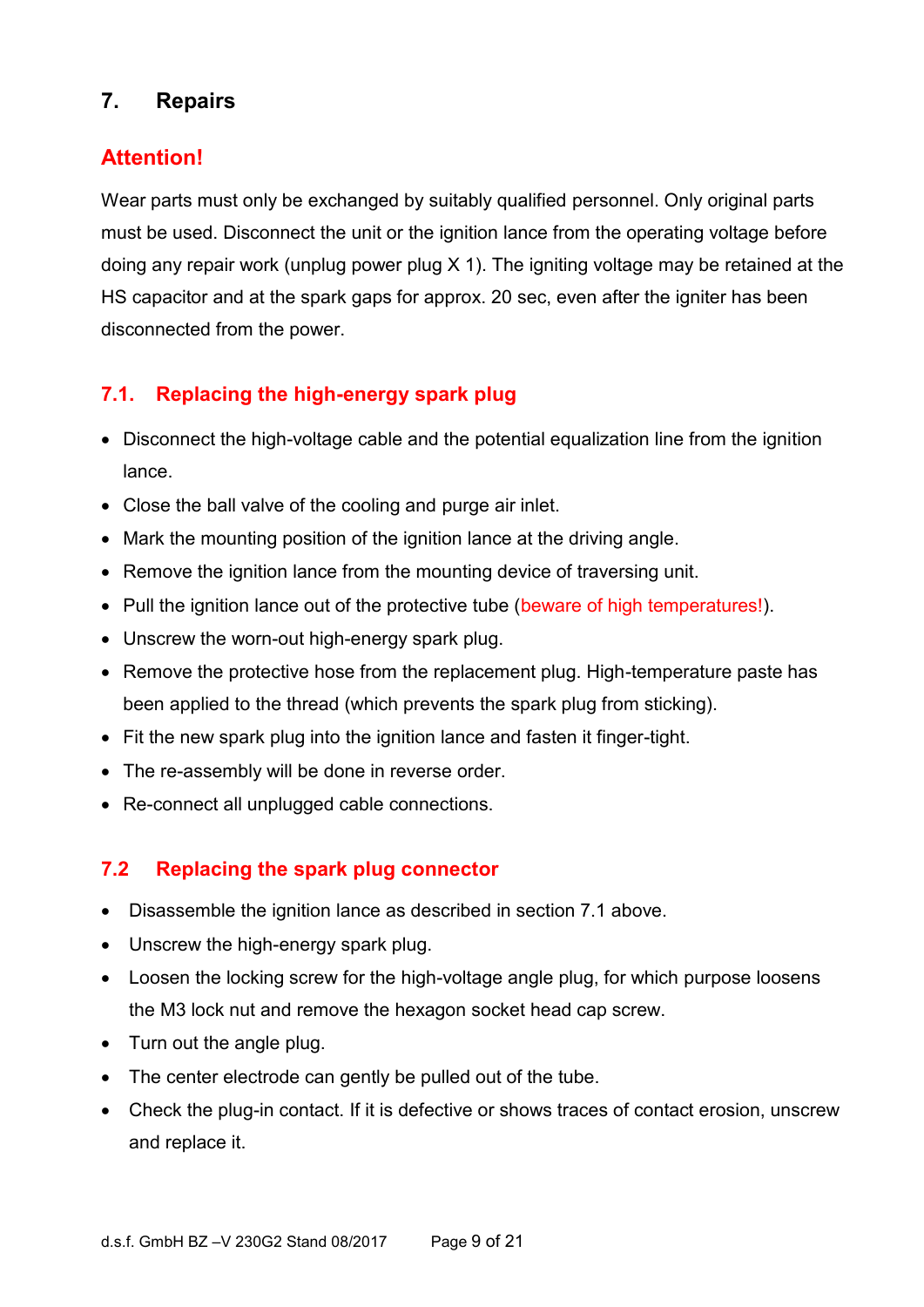## 7. Repairs

### Attention!

Wear parts must only be exchanged by suitably qualified personnel. Only original parts must be used. Disconnect the unit or the ignition lance from the operating voltage before doing any repair work (unplug power plug X 1). The igniting voltage may be retained at the HS capacitor and at the spark gaps for approx. 20 sec, even after the igniter has been disconnected from the power.

### 7.1. Replacing the high-energy spark plug

- Disconnect the high-voltage cable and the potential equalization line from the ignition lance.
- Close the ball valve of the cooling and purge air inlet.
- Mark the mounting position of the ignition lance at the driving angle.
- Remove the ignition lance from the mounting device of traversing unit.
- Pull the ignition lance out of the protective tube (beware of high temperatures!).
- Unscrew the worn-out high-energy spark plug.
- Remove the protective hose from the replacement plug. High-temperature paste has been applied to the thread (which prevents the spark plug from sticking).
- Fit the new spark plug into the ignition lance and fasten it finger-tight.
- The re-assembly will be done in reverse order.
- Re-connect all unplugged cable connections.

### 7.2 Replacing the spark plug connector

- Disassemble the ignition lance as described in section 7.1 above.
- Unscrew the high-energy spark plug.
- Loosen the locking screw for the high-voltage angle plug, for which purpose loosens the M3 lock nut and remove the hexagon socket head cap screw.
- Turn out the angle plug.
- The center electrode can gently be pulled out of the tube.
- Check the plug-in contact. If it is defective or shows traces of contact erosion, unscrew and replace it.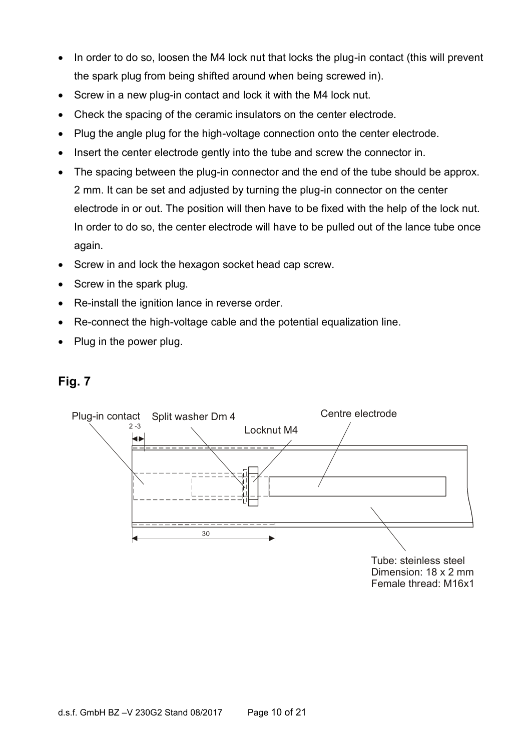- In order to do so, loosen the M4 lock nut that locks the plug-in contact (this will prevent the spark plug from being shifted around when being screwed in).
- Screw in a new plug-in contact and lock it with the M4 lock nut.
- Check the spacing of the ceramic insulators on the center electrode.
- Plug the angle plug for the high-voltage connection onto the center electrode.
- Insert the center electrode gently into the tube and screw the connector in.
- The spacing between the plug-in connector and the end of the tube should be approx. 2 mm. It can be set and adjusted by turning the plug-in connector on the center electrode in or out. The position will then have to be fixed with the help of the lock nut. In order to do so, the center electrode will have to be pulled out of the lance tube once again.
- Screw in and lock the hexagon socket head cap screw.
- Screw in the spark plug.
- Re-install the ignition lance in reverse order.
- Re-connect the high-voltage cable and the potential equalization line.
- Plug in the power plug.

## Fig. 7

Plug-in contact
Split washer Dm 4
Locknut M4
Centre electrode
2 -3
30

Tube: steinless steel
Dimension: 18 x 2 mm
Female thread: M16x1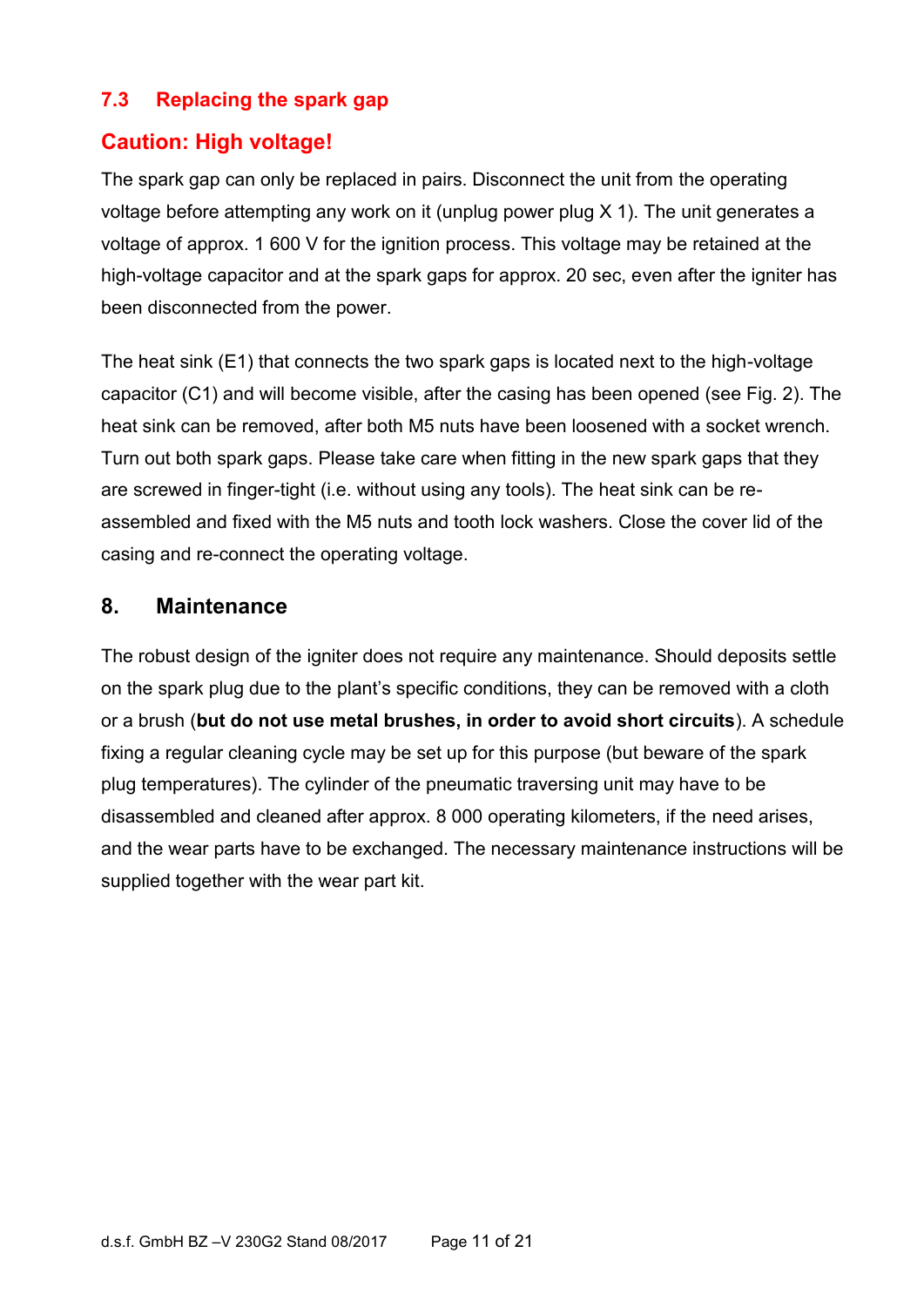### 7.3 Replacing the spark gap

### Caution: High voltage!

The spark gap can only be replaced in pairs. Disconnect the unit from the operating voltage before attempting any work on it (unplug power plug X 1). The unit generates a voltage of approx. 1 600 V for the ignition process. This voltage may be retained at the high-voltage capacitor and at the spark gaps for approx. 20 sec, even after the igniter has been disconnected from the power.

The heat sink (E1) that connects the two spark gaps is located next to the high-voltage capacitor (C1) and will become visible, after the casing has been opened (see Fig. 2). The heat sink can be removed, after both M5 nuts have been loosened with a socket wrench. Turn out both spark gaps. Please take care when fitting in the new spark gaps that they are screwed in finger-tight (i.e. without using any tools). The heat sink can be re-assembled and fixed with the M5 nuts and tooth lock washers. Close the cover lid of the casing and re-connect the operating voltage.

## 8. Maintenance

The robust design of the igniter does not require any maintenance. Should deposits settle on the spark plug due to the plant's specific conditions, they can be removed with a cloth or a brush (**but do not use metal brushes, in order to avoid short circuits**). A schedule fixing a regular cleaning cycle may be set up for this purpose (but beware of the spark plug temperatures). The cylinder of the pneumatic traversing unit may have to be disassembled and cleaned after approx. 8 000 operating kilometers, if the need arises, and the wear parts have to be exchanged. The necessary maintenance instructions will be supplied together with the wear part kit.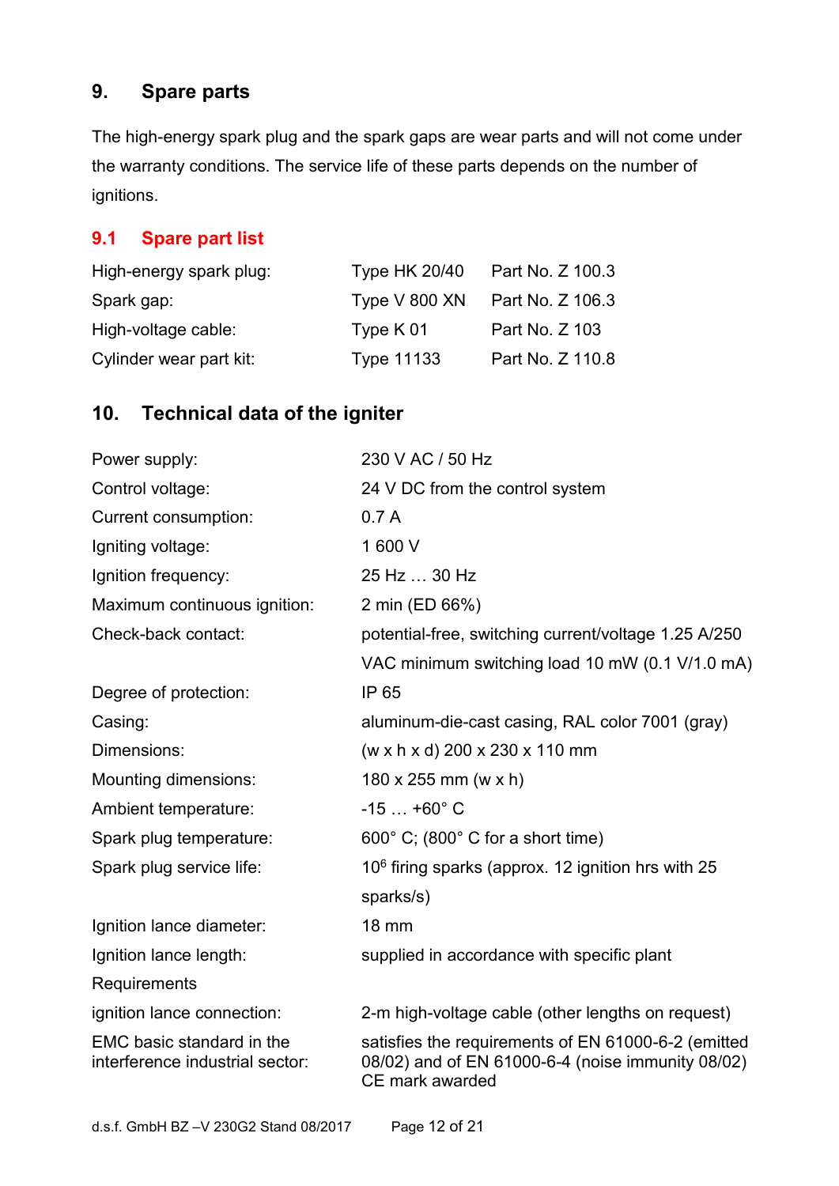## 9. Spare parts

The high-energy spark plug and the spark gaps are wear parts and will not come under the warranty conditions. The service life of these parts depends on the number of ignitions.

### 9.1 Spare part list

| | | |
|---|---|---|
| High-energy spark plug: | Type HK 20/40 | Part No. Z 100.3 |
| Spark gap: | Type V 800 XN | Part No. Z 106.3 |
| High-voltage cable: | Type K 01 | Part No. Z 103 |
| Cylinder wear part kit: | Type 11133 | Part No. Z 110.8 |

## 10. Technical data of the igniter

| | |
|---|---|
| Power supply: | 230 V AC / 50 Hz |
| Control voltage: | 24 V DC from the control system |
| Current consumption: | 0.7 A |
| Igniting voltage: | 1 600 V |
| Ignition frequency: | 25 Hz … 30 Hz |
| Maximum continuous ignition: | 2 min (ED 66%) |
| Check-back contact: | potential-free, switching current/voltage 1.25 A/250 VAC minimum switching load 10 mW (0.1 V/1.0 mA) |
| Degree of protection: | IP 65 |
| Casing: | aluminum-die-cast casing, RAL color 7001 (gray) |
| Dimensions: | (w x h x d) 200 x 230 x 110 mm |
| Mounting dimensions: | 180 x 255 mm (w x h) |
| Ambient temperature: | -15 … +60° C |
| Spark plug temperature: | 600° C; (800° C for a short time) |
| Spark plug service life: | $10^6$ firing sparks (approx. 12 ignition hrs with 25 sparks/s) |
| Ignition lance diameter: | 18 mm |
| Ignition lance length: Requirements | supplied in accordance with specific plant |
| ignition lance connection: | 2-m high-voltage cable (other lengths on request) |
| EMC basic standard in the interference industrial sector: | satisfies the requirements of EN 61000-6-2 (emitted 08/02) and of EN 61000-6-4 (noise immunity 08/02) CE mark awarded |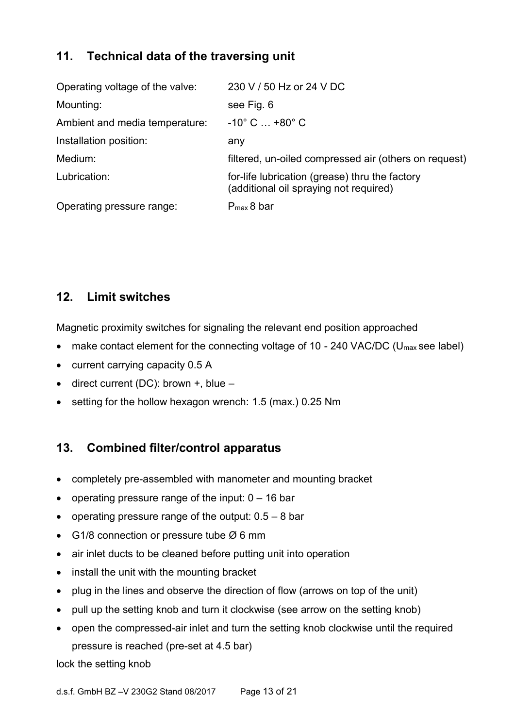## 11. Technical data of the traversing unit

| | |
|---|---|
| Operating voltage of the valve: | 230 V / 50 Hz or 24 V DC |
| Mounting: | see Fig. 6 |
| Ambient and media temperature: | -10° C … +80° C |
| Installation position: | any |
| Medium: | filtered, un-oiled compressed air (others on request) |
| Lubrication: | for-life lubrication (grease) thru the factory (additional oil spraying not required) |
| Operating pressure range: | $P_{max}$ 8 bar |

## 12. Limit switches

Magnetic proximity switches for signaling the relevant end position approached

- make contact element for the connecting voltage of 10 - 240 VAC/DC ($U_{max}$ see label)
- current carrying capacity 0.5 A
- direct current (DC): brown +, blue –
- setting for the hollow hexagon wrench: 1.5 (max.) 0.25 Nm

## 13. Combined filter/control apparatus

- completely pre-assembled with manometer and mounting bracket
- operating pressure range of the input: 0 – 16 bar
- operating pressure range of the output: 0.5 – 8 bar
- G1/8 connection or pressure tube Ø 6 mm
- air inlet ducts to be cleaned before putting unit into operation
- install the unit with the mounting bracket
- plug in the lines and observe the direction of flow (arrows on top of the unit)
- pull up the setting knob and turn it clockwise (see arrow on the setting knob)
- open the compressed-air inlet and turn the setting knob clockwise until the required pressure is reached (pre-set at 4.5 bar)

lock the setting knob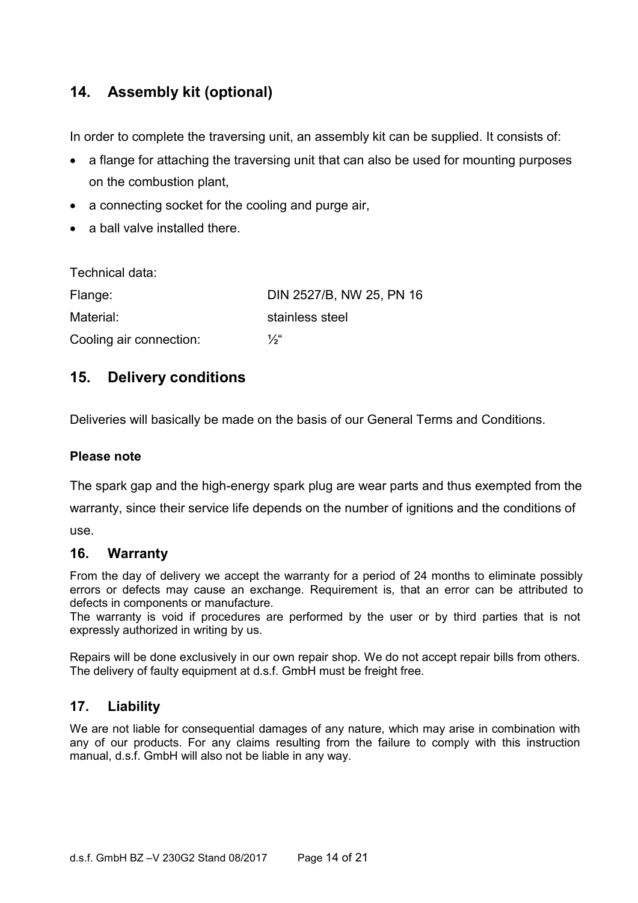## 14. Assembly kit (optional)

In order to complete the traversing unit, an assembly kit can be supplied. It consists of:

- a flange for attaching the traversing unit that can also be used for mounting purposes on the combustion plant,
- a connecting socket for the cooling and purge air,
- a ball valve installed there.

Technical data:

| | |
|---|---|
| Flange: | DIN 2527/B, NW 25, PN 16 |
| Material: | stainless steel |
| Cooling air connection: | ½“ |

## 15. Delivery conditions

Deliveries will basically be made on the basis of our General Terms and Conditions.

**Please note**

The spark gap and the high-energy spark plug are wear parts and thus exempted from the warranty, since their service life depends on the number of ignitions and the conditions of use.

## 16. Warranty

From the day of delivery we accept the warranty for a period of 24 months to eliminate possibly errors or defects may cause an exchange. Requirement is, that an error can be attributed to defects in components or manufacture.
The warranty is void if procedures are performed by the user or by third parties that is not expressly authorized in writing by us.

Repairs will be done exclusively in our own repair shop. We do not accept repair bills from others. The delivery of faulty equipment at d.s.f. GmbH must be freight free.

## 17. Liability

We are not liable for consequential damages of any nature, which may arise in combination with any of our products. For any claims resulting from the failure to comply with this instruction manual, d.s.f. GmbH will also not be liable in any way.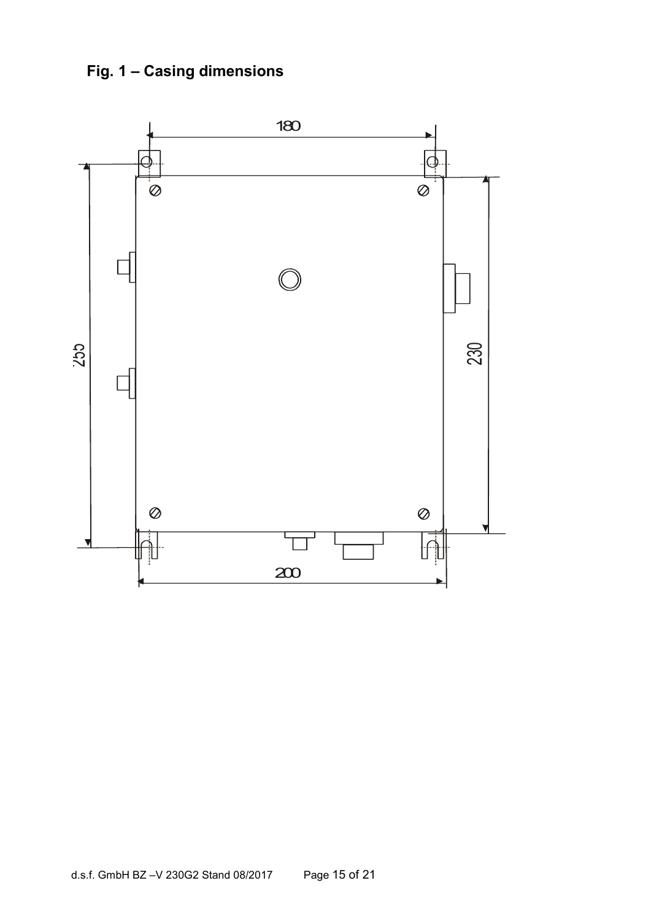## Fig. 1 – Casing dimensions

180

255

230

200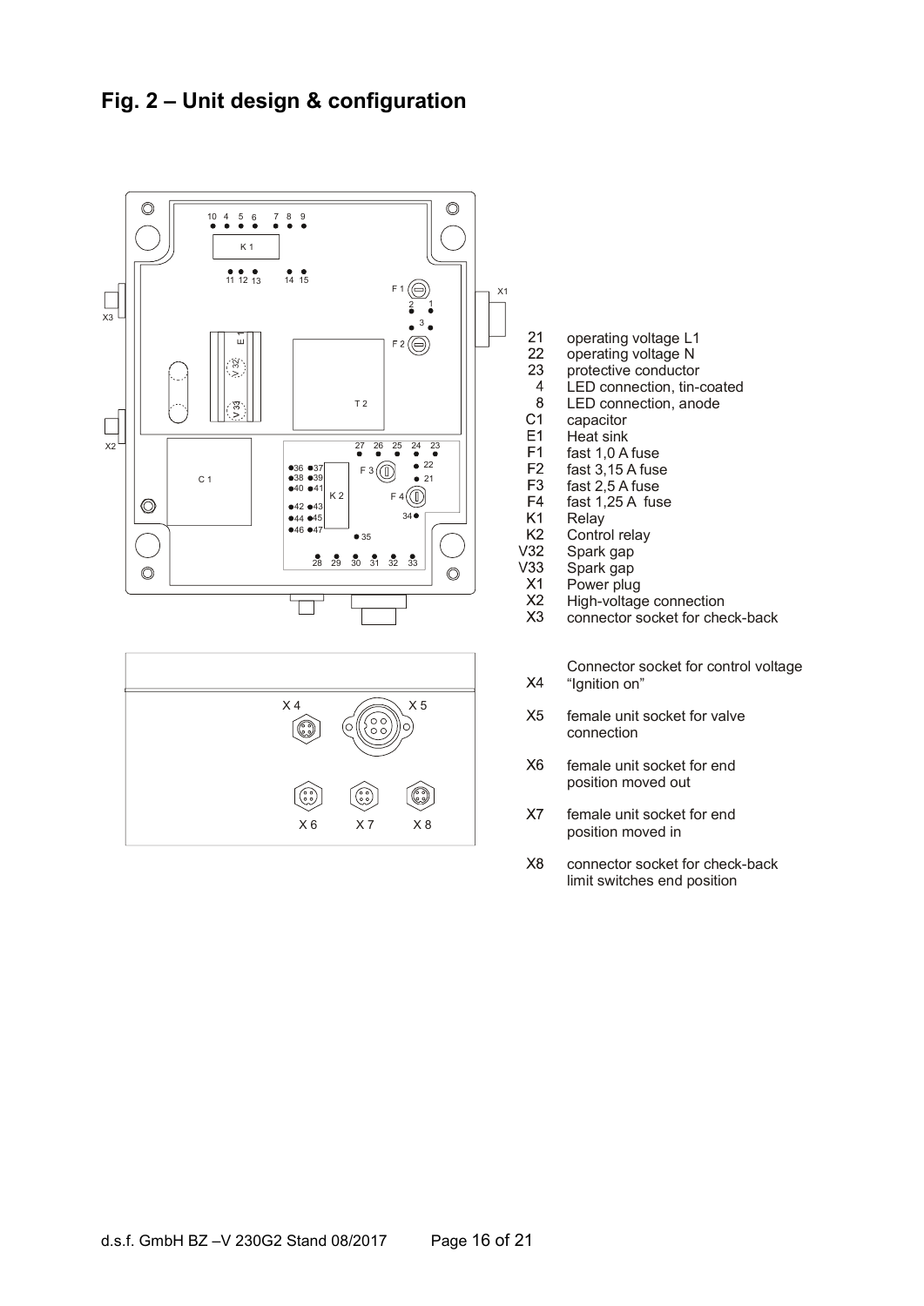## Fig. 2 – Unit design & configuration

| | |
|---|---|
| 21 | operating voltage L1 |
| 22 | operating voltage N |
| 23 | protective conductor |
| 4 | LED connection, tin-coated |
| 8 | LED connection, anode |
| C1 | capacitor |
| E1 | Heat sink |
| F1 | fast 1,0 A fuse |
| F2 | fast 3,15 A fuse |
| F3 | fast 2,5 A fuse |
| F4 | fast 1,25 A fuse |
| K1 | Relay |
| K2 | Control relay |
| V32 | Spark gap |
| V33 | Spark gap |
| X1 | Power plug |
| X2 | High-voltage connection |
| X3 | connector socket for check-back |
| X4 | Connector socket for control voltage "Ignition on" |
| X5 | female unit socket for valve connection |
| X6 | female unit socket for end position moved out |
| X7 | female unit socket for end position moved in |
| X8 | connector socket for check-back limit switches end position |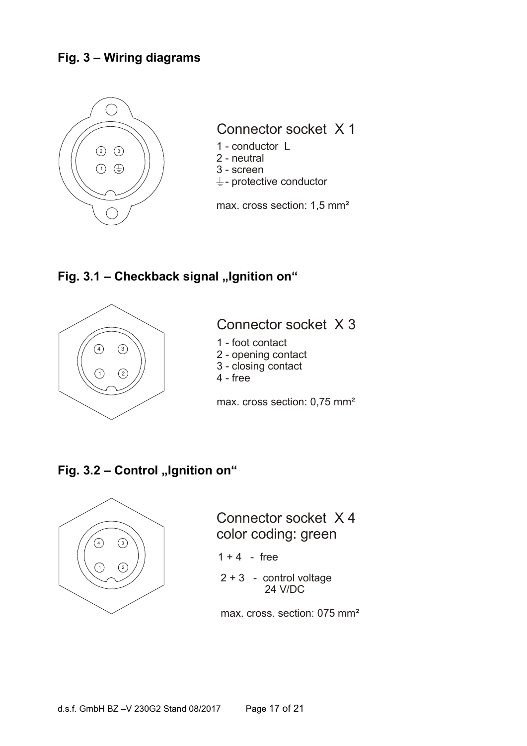## Fig. 3 – Wiring diagrams

Connector socket X 1

1 - conductor L
2 - neutral
3 - screen
⏚ - protective conductor

max. cross section: 1,5 mm²

## Fig. 3.1 – Checkback signal „Ignition on“

Connector socket X 3

1 - foot contact
2 - opening contact
3 - closing contact
4 - free

max. cross section: 0,75 mm²

## Fig. 3.2 – Control „Ignition on“

Connector socket X 4
color coding: green

1 + 4 - free

2 + 3 - control voltage
24 V/DC

max. cross. section: 075 mm²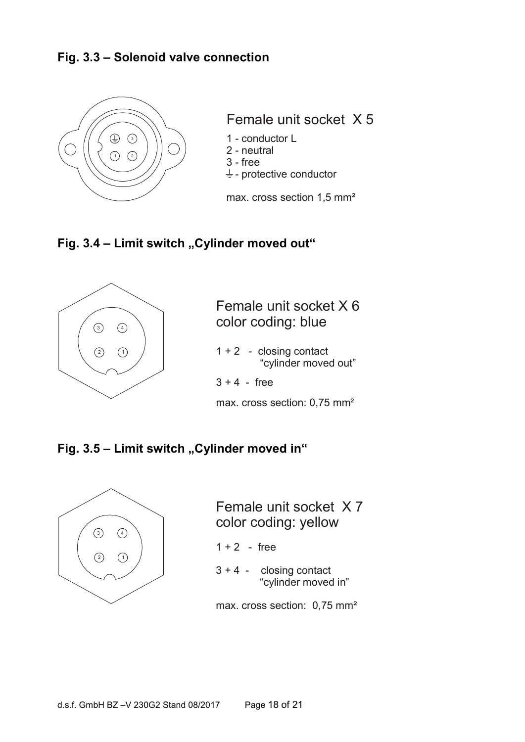## Fig. 3.3 – Solenoid valve connection

Female unit socket X 5

1 - conductor L
2 - neutral
3 - free
⏚ - protective conductor

max. cross section 1,5 mm²

## Fig. 3.4 – Limit switch „Cylinder moved out"

Female unit socket X 6
color coding: blue

1 + 2 - closing contact "cylinder moved out"

3 + 4 - free

max. cross section: 0,75 mm²

## Fig. 3.5 – Limit switch „Cylinder moved in"

Female unit socket X 7
color coding: yellow

1 + 2 - free

3 + 4 - closing contact "cylinder moved in"

max. cross section: 0,75 mm²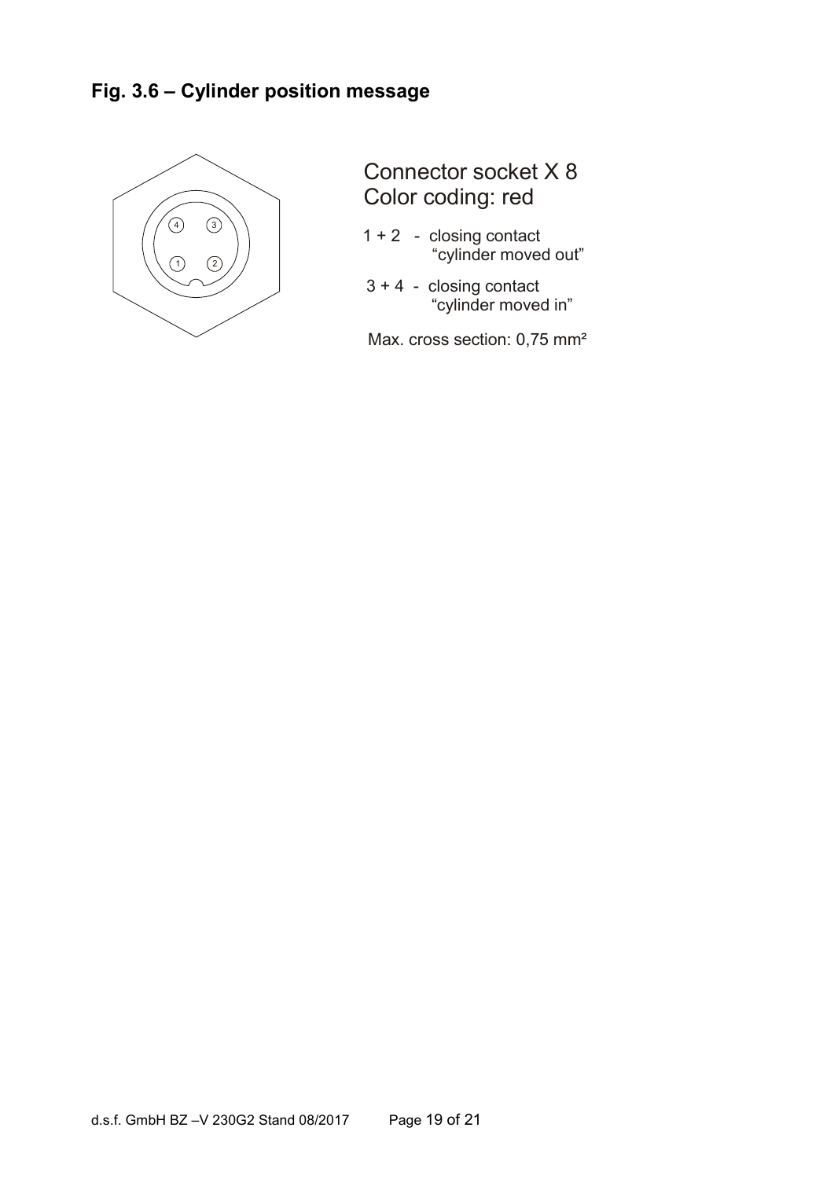## Fig. 3.6 – Cylinder position message

Connector socket X 8
Color coding: red

1 + 2 - closing contact
"cylinder moved out"

3 + 4 - closing contact
"cylinder moved in"

Max. cross section: 0,75 mm²

d.s.f. GmbH BZ –V 230G2 Stand 08/2017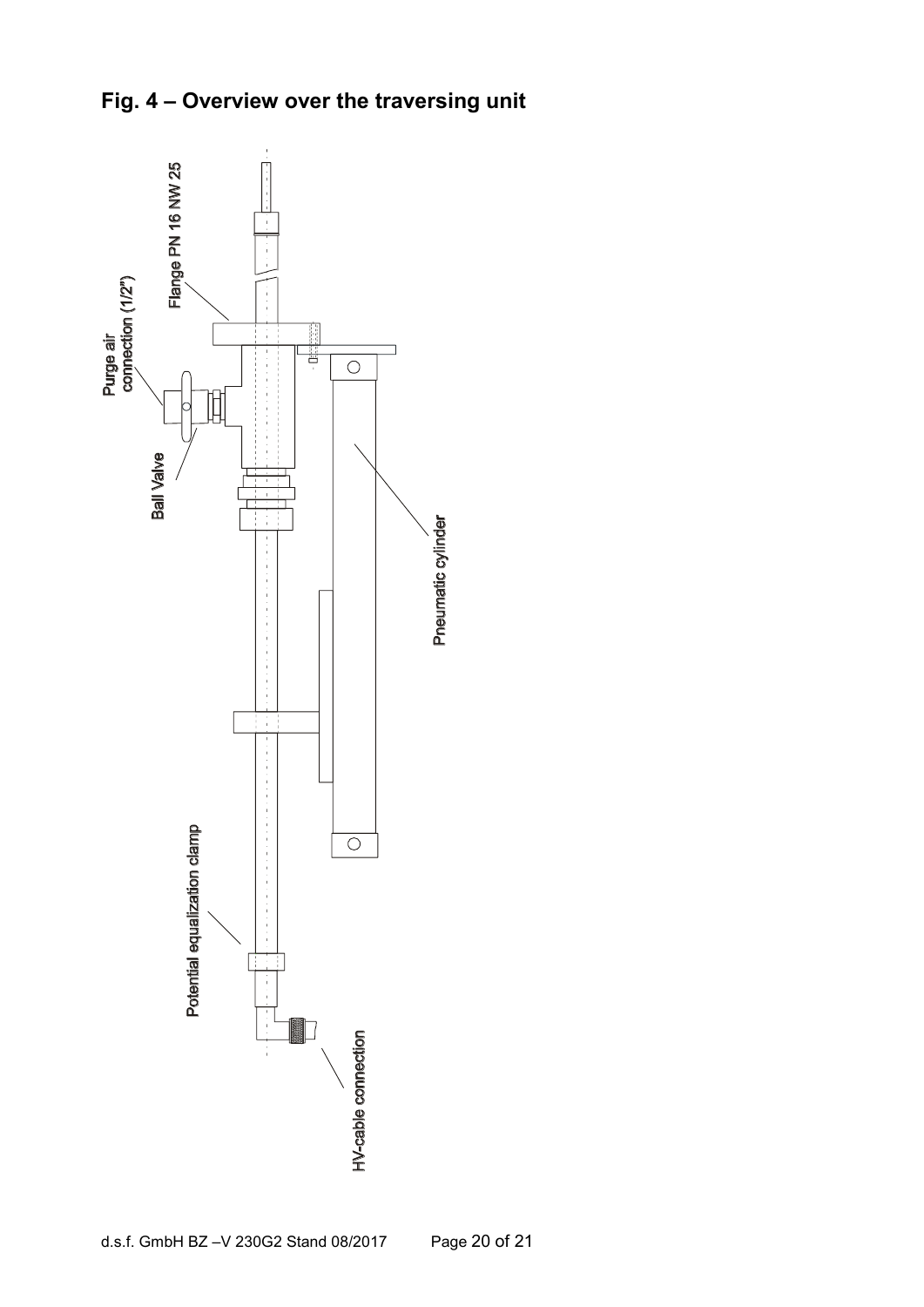## Fig. 4 – Overview over the traversing unit

Flange PN 16 NW 25

Purge air connection (1/2")

Ball Valve

Pneumatic cylinder

Potential equalization clamp

HV-cable connection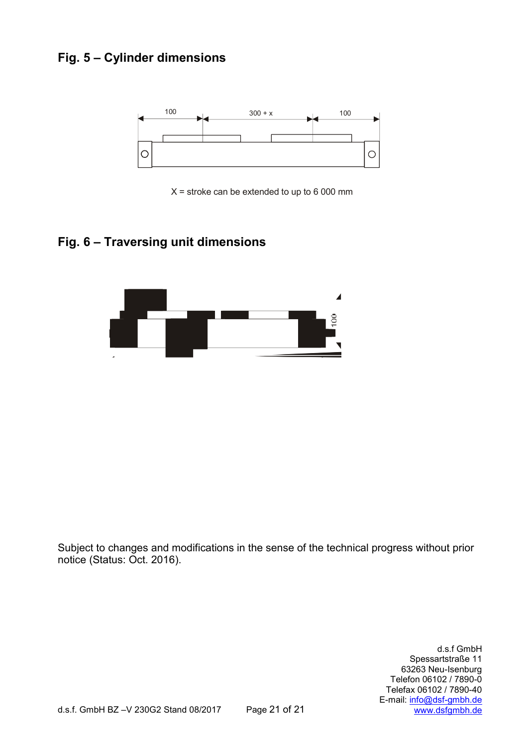## Fig. 5 – Cylinder dimensions

100

300 + x

100

X = stroke can be extended to up to 6 000 mm

## Fig. 6 – Traversing unit dimensions

100

Subject to changes and modifications in the sense of the technical progress without prior notice (Status: Oct. 2016).

d.s.f GmbH
Spessartstraße 11
63263 Neu-Isenburg
Telefon 06102 / 7890-0
Telefax 06102 / 7890-40
E-mail: info@dsf-gmbh.de
www.dsfgmbh.de